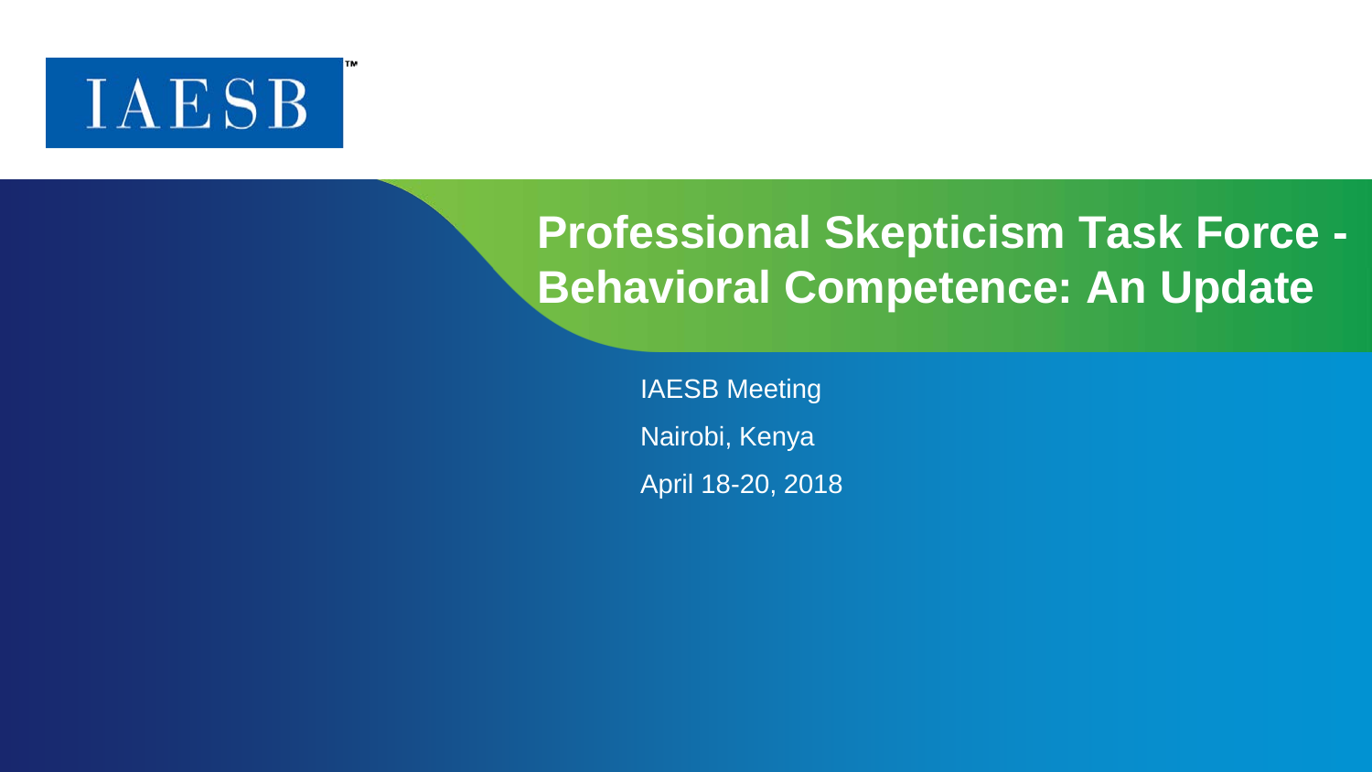IAESB™

# Professional Skepticism Task Force - Behavioral Competence: An Update

IAESB Meeting

Nairobi, Kenya

April 18-20, 2018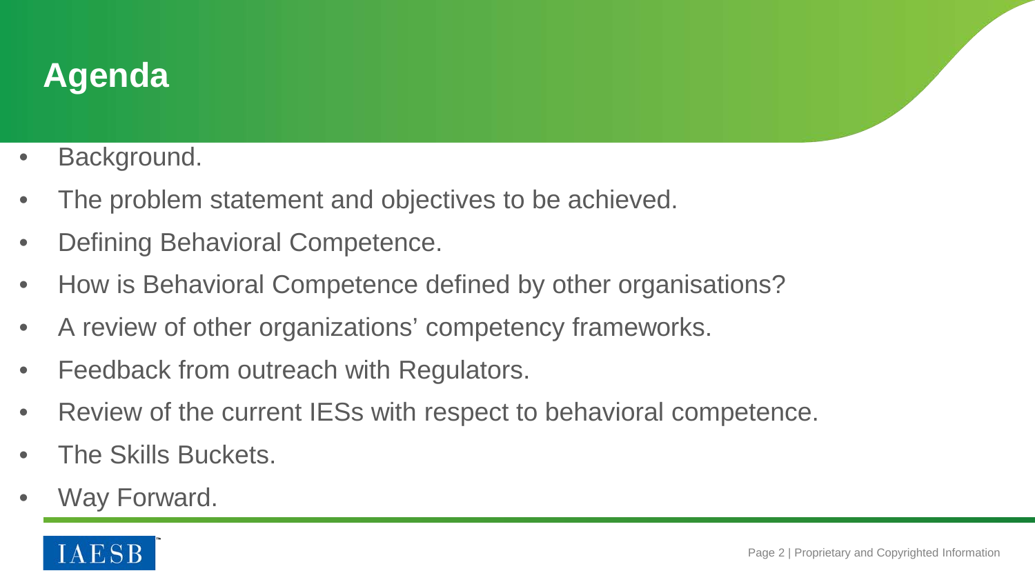# Agenda

- Background.
- The problem statement and objectives to be achieved.
- Defining Behavioral Competence.
- How is Behavioral Competence defined by other organisations?
- A review of other organizations' competency frameworks.
- Feedback from outreach with Regulators.
- Review of the current IESs with respect to behavioral competence.
- The Skills Buckets.
- Way Forward.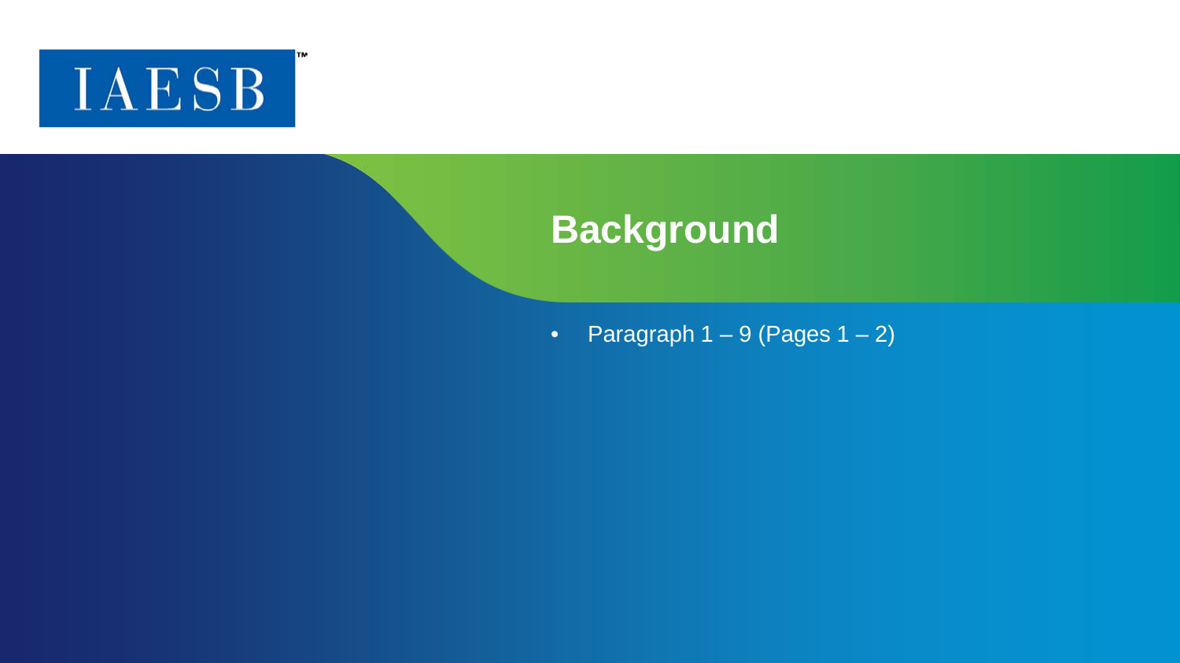# Background

- Paragraph 1 – 9 (Pages 1 – 2)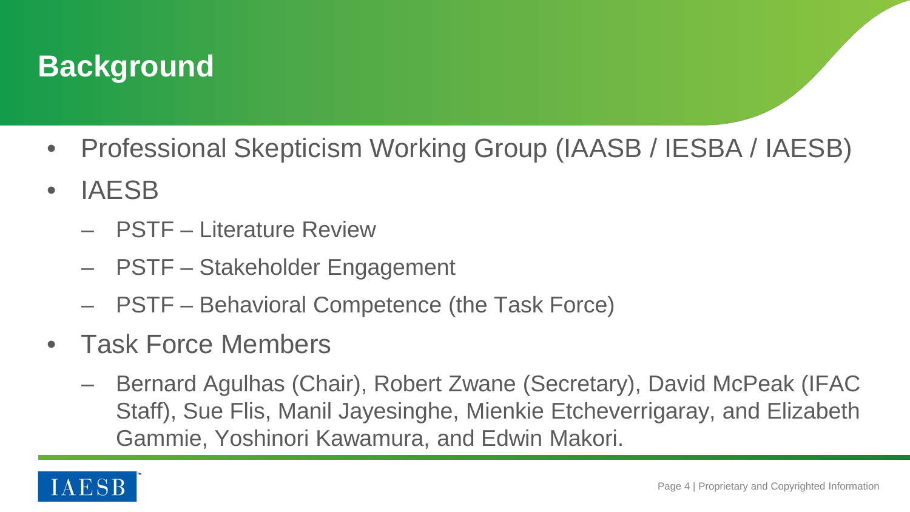# Background

- Professional Skepticism Working Group (IAASB / IESBA / IAESB)
- IAESB
  - PSTF – Literature Review
  - PSTF – Stakeholder Engagement
  - PSTF – Behavioral Competence (the Task Force)
- Task Force Members
  - Bernard Agulhas (Chair), Robert Zwane (Secretary), David McPeak (IFAC Staff), Sue Flis, Manil Jayesinghe, Mienkie Etcheverrigaray, and Elizabeth Gammie, Yoshinori Kawamura, and Edwin Makori.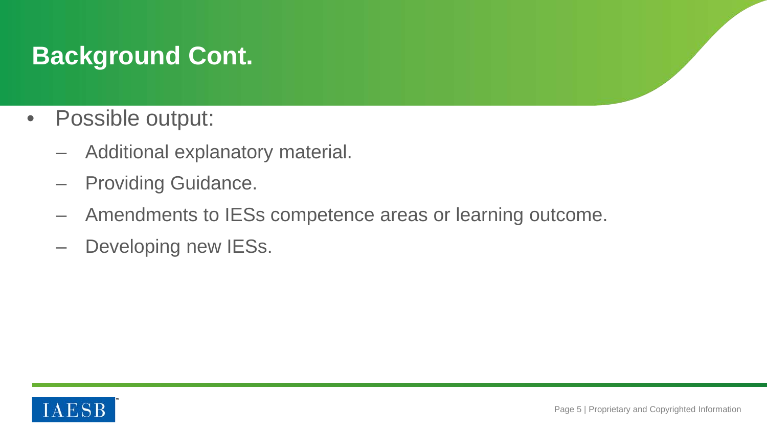# Background Cont.

- Possible output:
  - Additional explanatory material.
  - Providing Guidance.
  - Amendments to IESs competence areas or learning outcome.
  - Developing new IESs.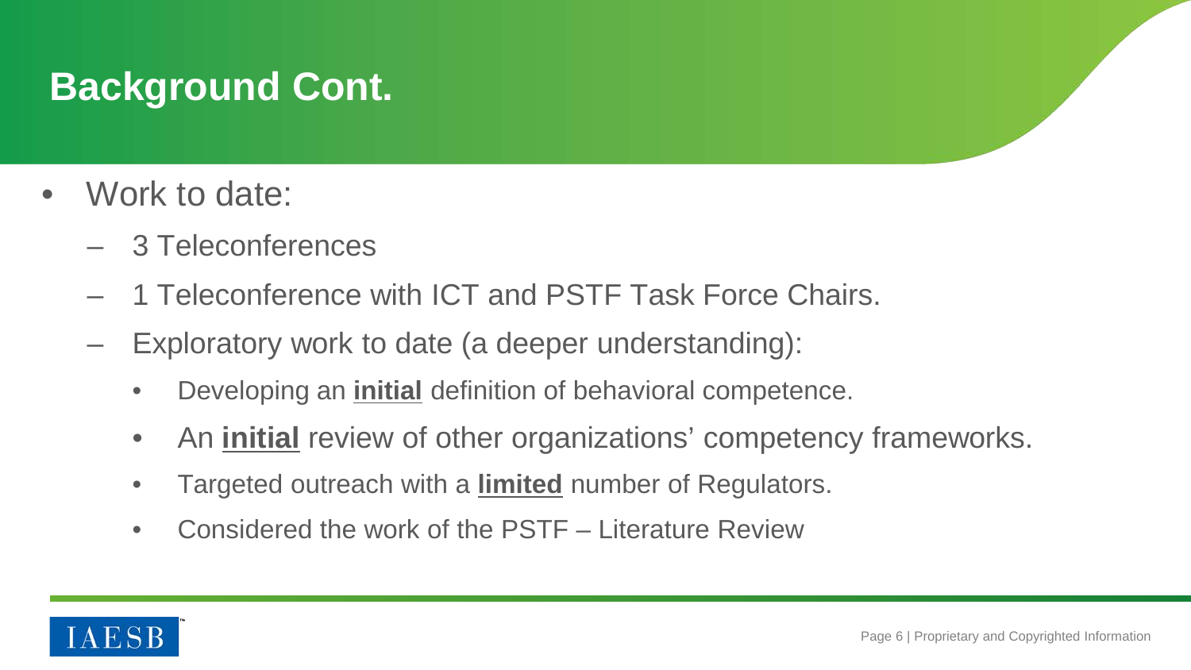# Background Cont.

- Work to date:
  - 3 Teleconferences
  - 1 Teleconference with ICT and PSTF Task Force Chairs.
  - Exploratory work to date (a deeper understanding):
    - Developing an **initial** definition of behavioral competence.
    - An **initial** review of other organizations' competency frameworks.
    - Targeted outreach with a **limited** number of Regulators.
    - Considered the work of the PSTF – Literature Review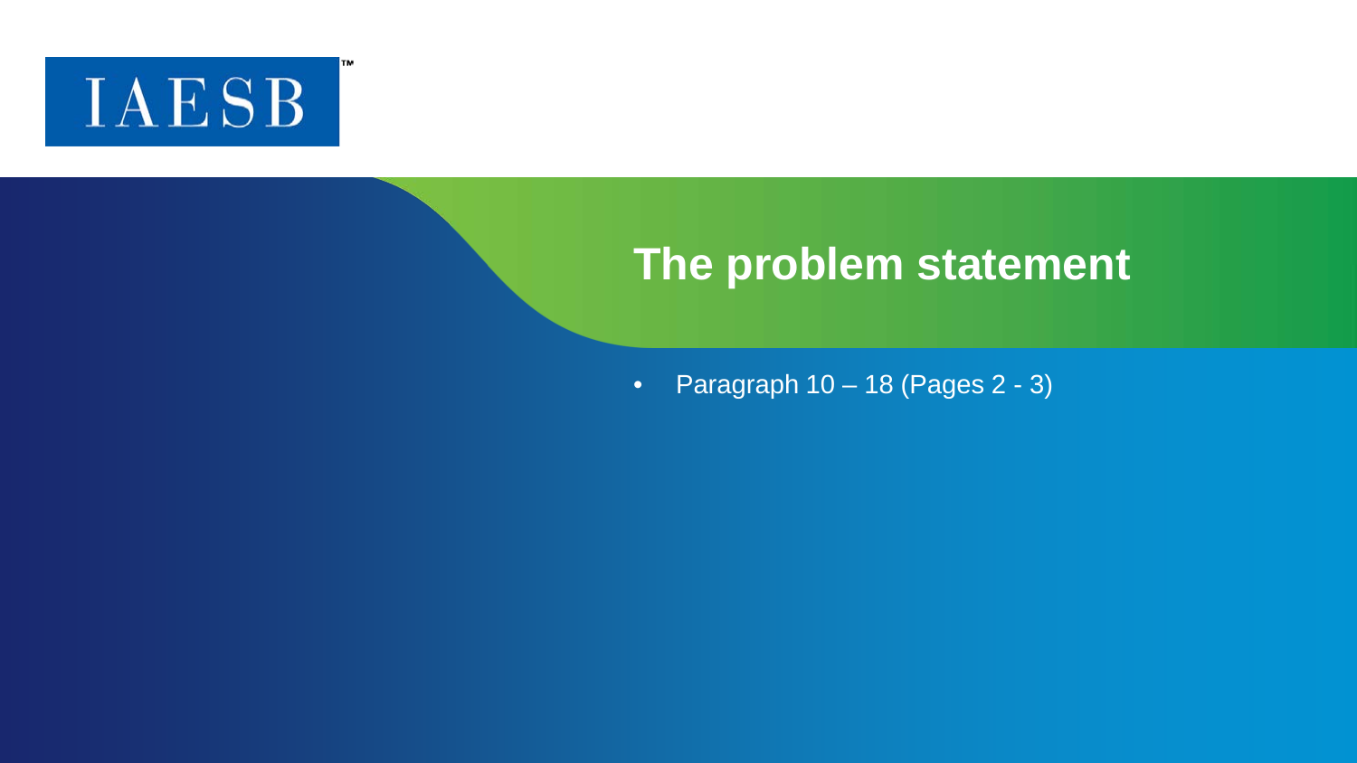IAESB

# The problem statement

- Paragraph 10 – 18 (Pages 2 - 3)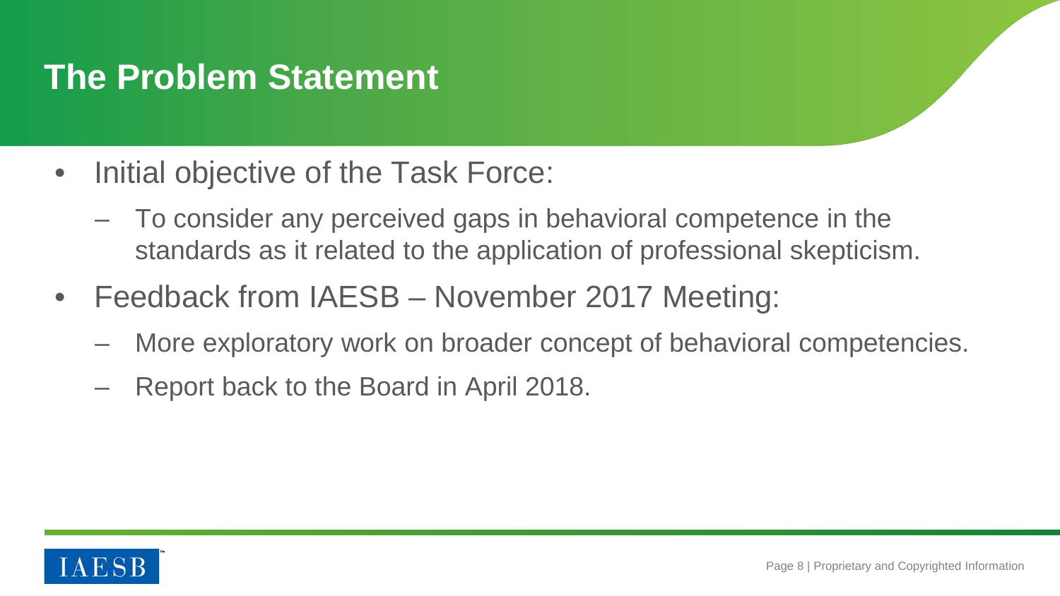# The Problem Statement

- Initial objective of the Task Force:
  - To consider any perceived gaps in behavioral competence in the standards as it related to the application of professional skepticism.
- Feedback from IAESB – November 2017 Meeting:
  - More exploratory work on broader concept of behavioral competencies.
  - Report back to the Board in April 2018.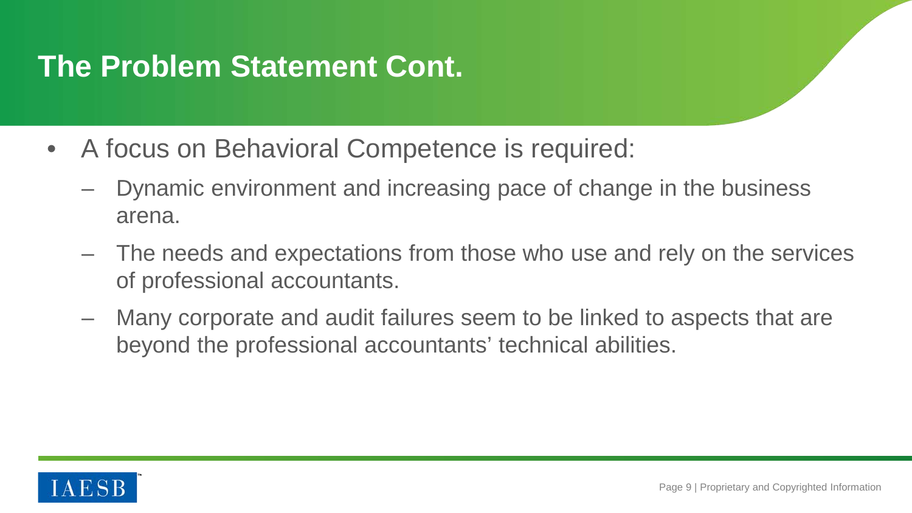# The Problem Statement Cont.

- A focus on Behavioral Competence is required:
  - Dynamic environment and increasing pace of change in the business arena.
  - The needs and expectations from those who use and rely on the services of professional accountants.
  - Many corporate and audit failures seem to be linked to aspects that are beyond the professional accountants' technical abilities.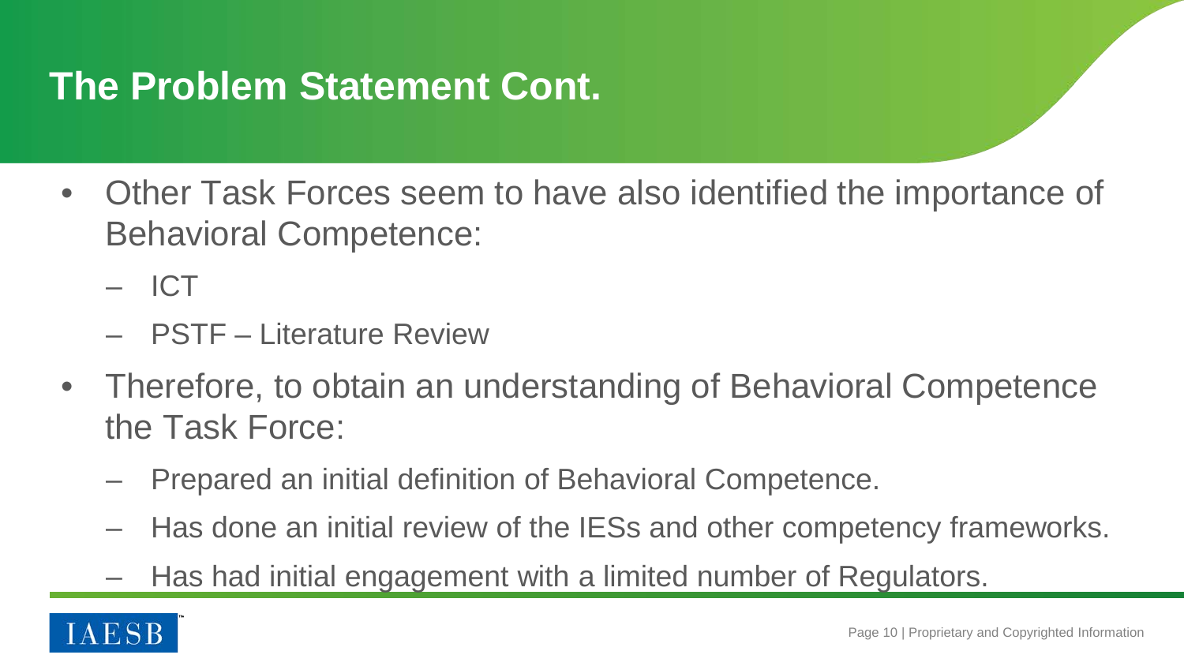# The Problem Statement Cont.

- Other Task Forces seem to have also identified the importance of Behavioral Competence:
  - ICT
  - PSTF – Literature Review
- Therefore, to obtain an understanding of Behavioral Competence the Task Force:
  - Prepared an initial definition of Behavioral Competence.
  - Has done an initial review of the IESs and other competency frameworks.
  - Has had initial engagement with a limited number of Regulators.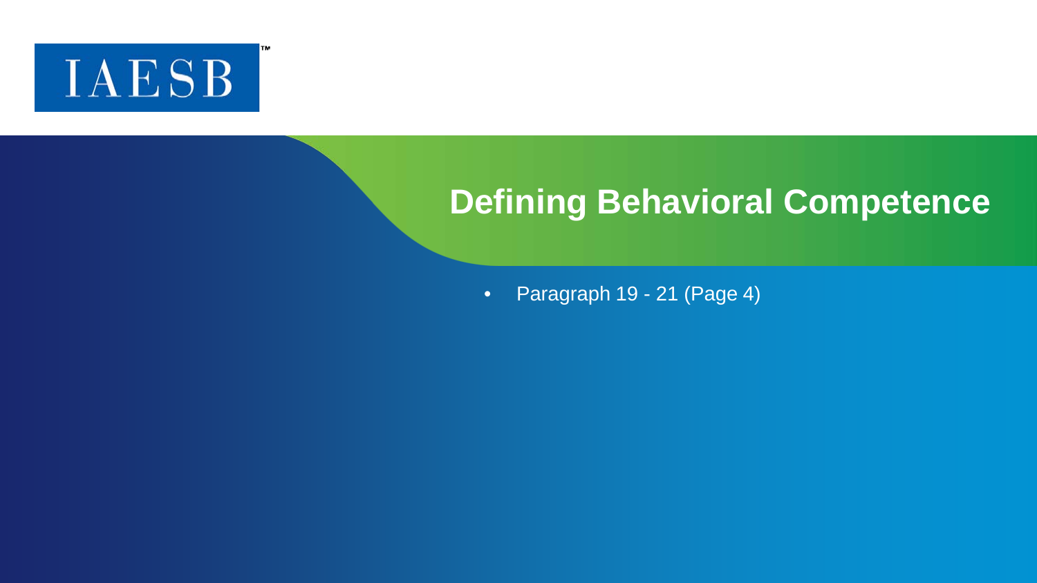# Defining Behavioral Competence

- Paragraph 19 - 21 (Page 4)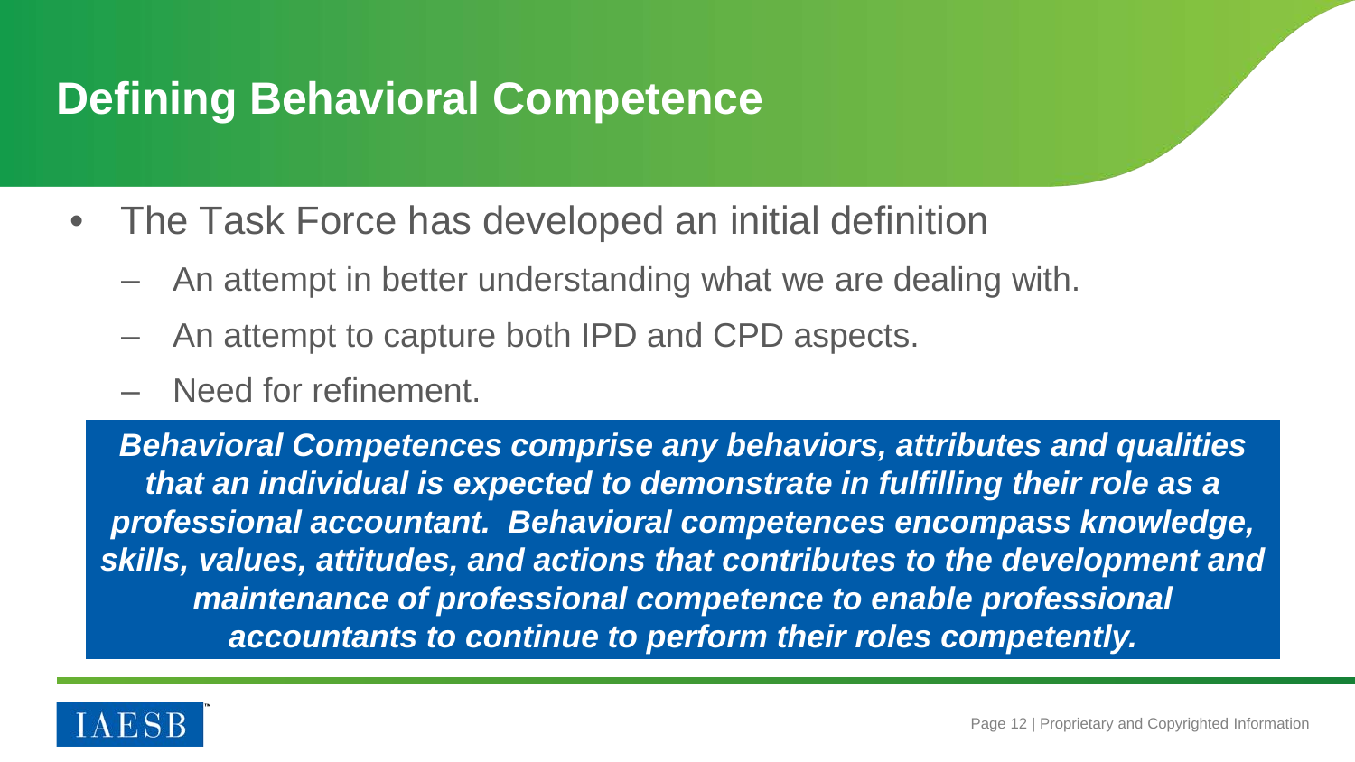# Defining Behavioral Competence

- The Task Force has developed an initial definition
  - An attempt in better understanding what we are dealing with.
  - An attempt to capture both IPD and CPD aspects.
  - Need for refinement.

***Behavioral Competences comprise any behaviors, attributes and qualities that an individual is expected to demonstrate in fulfilling their role as a professional accountant. Behavioral competences encompass knowledge, skills, values, attitudes, and actions that contributes to the development and maintenance of professional competence to enable professional accountants to continue to perform their roles competently.***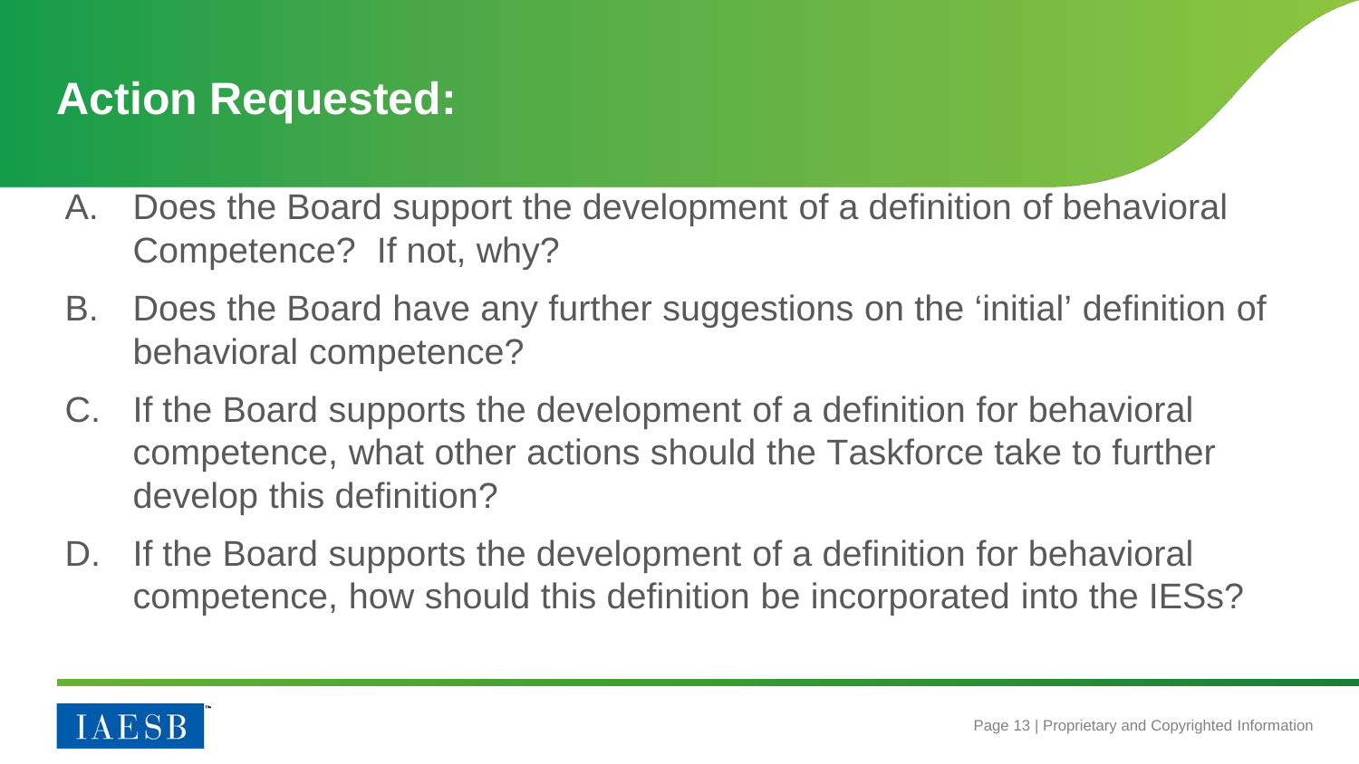# Action Requested:

A. Does the Board support the development of a definition of behavioral Competence? If not, why?

B. Does the Board have any further suggestions on the 'initial' definition of behavioral competence?

C. If the Board supports the development of a definition for behavioral competence, what other actions should the Taskforce take to further develop this definition?

D. If the Board supports the development of a definition for behavioral competence, how should this definition be incorporated into the IESs?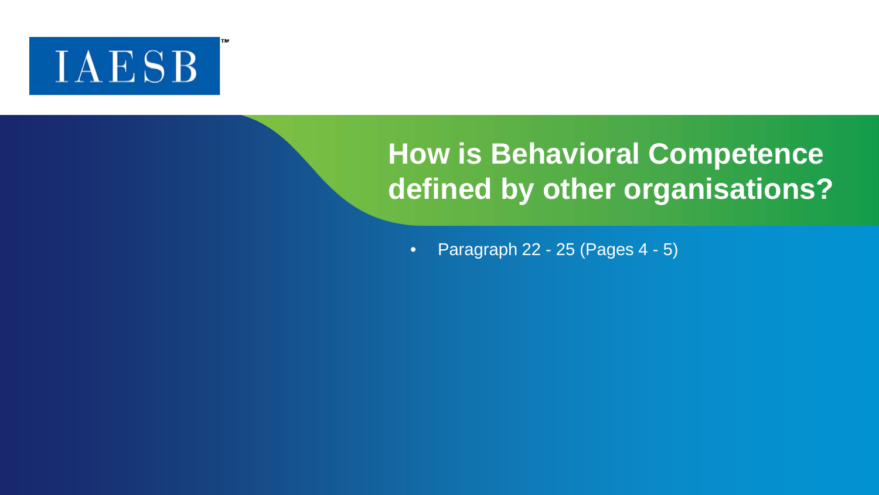# How is Behavioral Competence defined by other organisations?

- Paragraph 22 - 25 (Pages 4 - 5)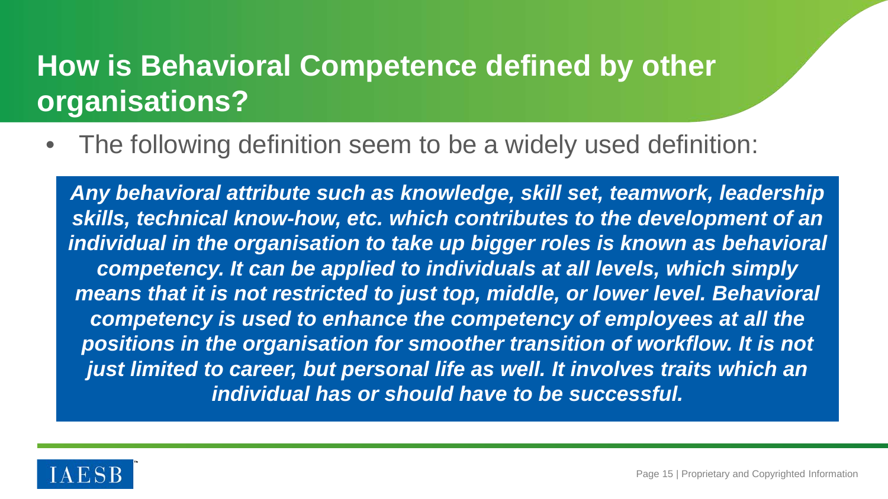# How is Behavioral Competence defined by other organisations?

- The following definition seem to be a widely used definition:

***Any behavioral attribute such as knowledge, skill set, teamwork, leadership skills, technical know-how, etc. which contributes to the development of an individual in the organisation to take up bigger roles is known as behavioral competency. It can be applied to individuals at all levels, which simply means that it is not restricted to just top, middle, or lower level. Behavioral competency is used to enhance the competency of employees at all the positions in the organisation for smoother transition of workflow. It is not just limited to career, but personal life as well. It involves traits which an individual has or should have to be successful.***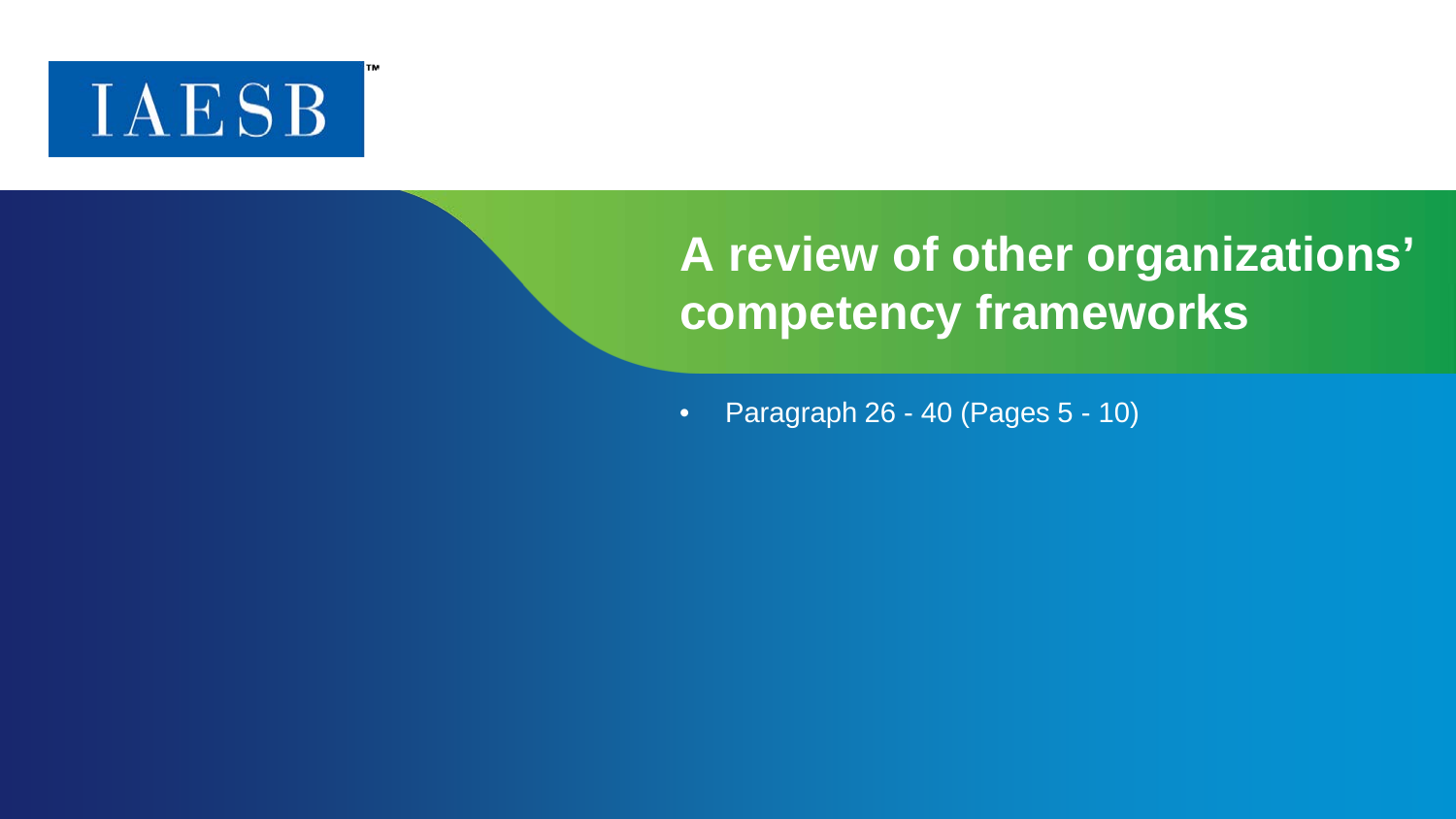# A review of other organizations' competency frameworks

- Paragraph 26 - 40 (Pages 5 - 10)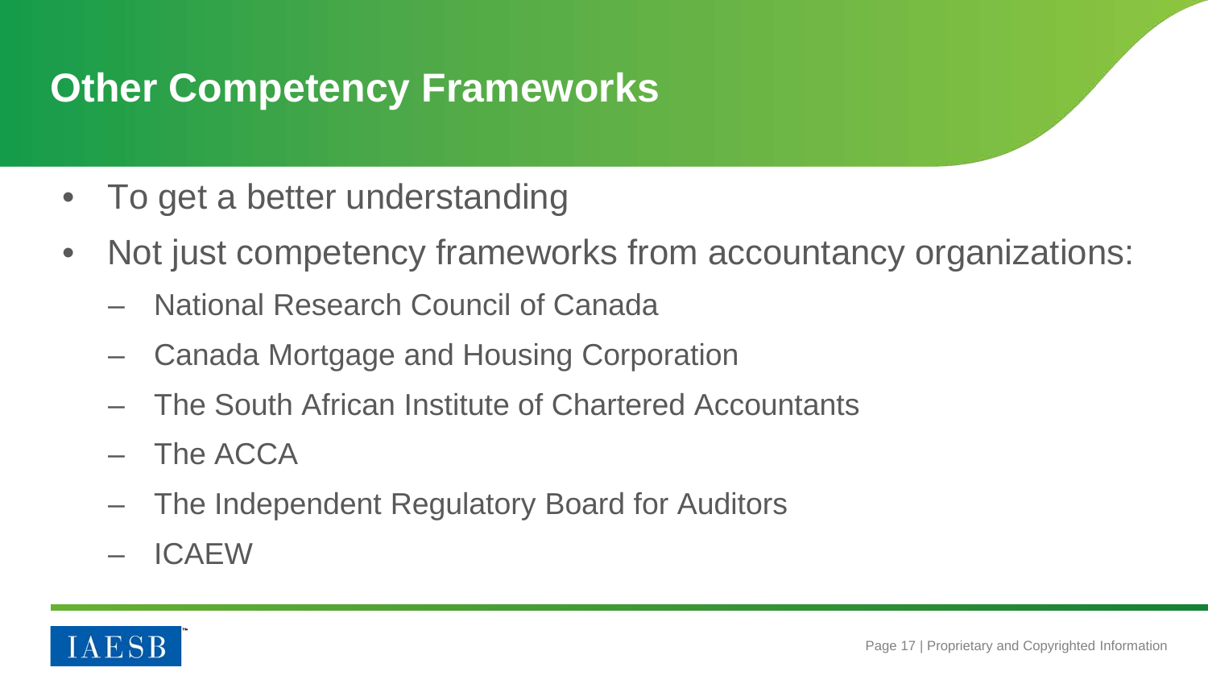# Other Competency Frameworks

- To get a better understanding
- Not just competency frameworks from accountancy organizations:
  - National Research Council of Canada
  - Canada Mortgage and Housing Corporation
  - The South African Institute of Chartered Accountants
  - The ACCA
  - The Independent Regulatory Board for Auditors
  - ICAEW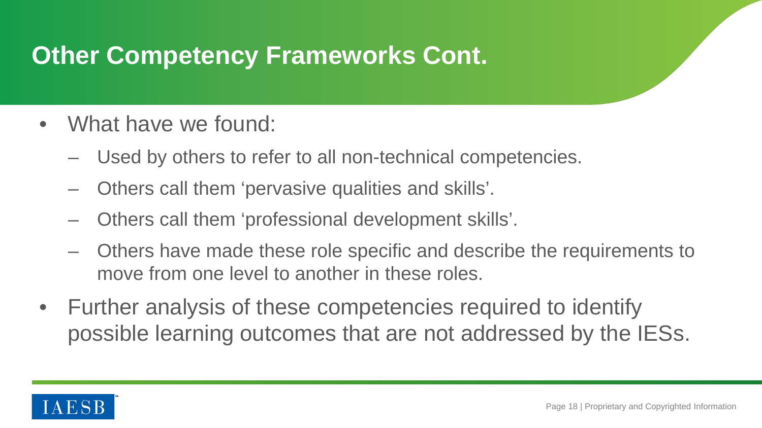# Other Competency Frameworks Cont.

- What have we found:
  - Used by others to refer to all non-technical competencies.
  - Others call them ‘pervasive qualities and skills’.
  - Others call them ‘professional development skills’.
  - Others have made these role specific and describe the requirements to move from one level to another in these roles.
- Further analysis of these competencies required to identify possible learning outcomes that are not addressed by the IESs.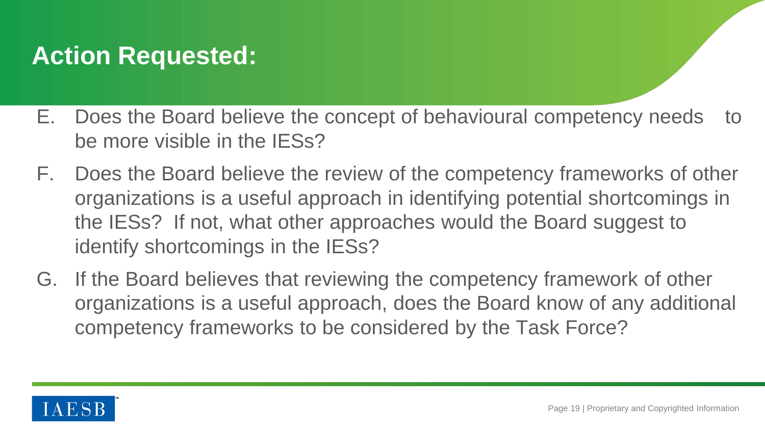# Action Requested:

E. Does the Board believe the concept of behavioural competency needs to be more visible in the IESs?

F. Does the Board believe the review of the competency frameworks of other organizations is a useful approach in identifying potential shortcomings in the IESs? If not, what other approaches would the Board suggest to identify shortcomings in the IESs?

G. If the Board believes that reviewing the competency framework of other organizations is a useful approach, does the Board know of any additional competency frameworks to be considered by the Task Force?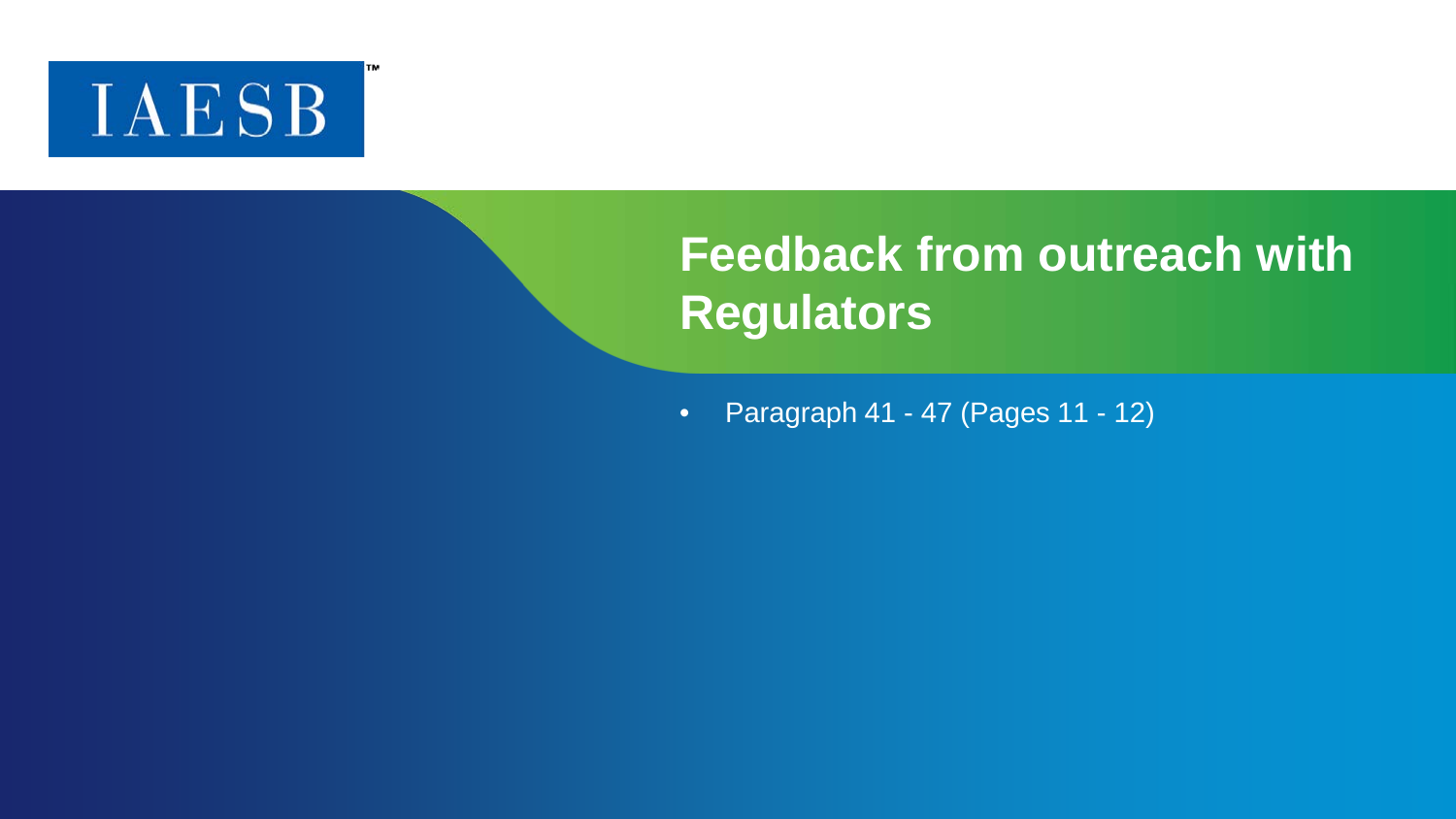# Feedback from outreach with Regulators

- Paragraph 41 - 47 (Pages 11 - 12)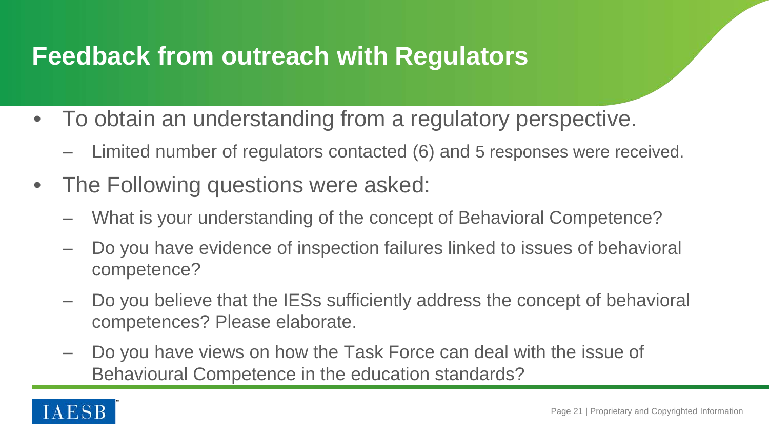# Feedback from outreach with Regulators

- To obtain an understanding from a regulatory perspective.
  - Limited number of regulators contacted (6) and 5 responses were received.
- The Following questions were asked:
  - What is your understanding of the concept of Behavioral Competence?
  - Do you have evidence of inspection failures linked to issues of behavioral competence?
  - Do you believe that the IESs sufficiently address the concept of behavioral competences? Please elaborate.
  - Do you have views on how the Task Force can deal with the issue of Behavioural Competence in the education standards?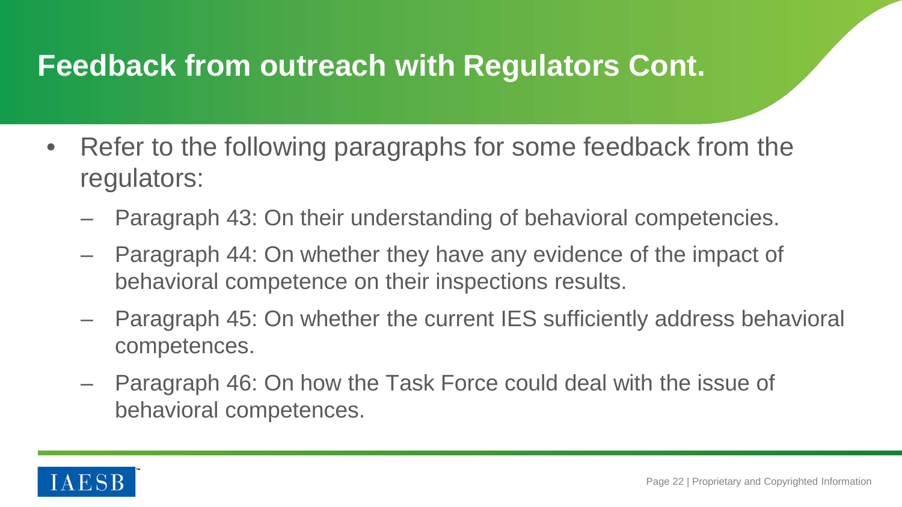# Feedback from outreach with Regulators Cont.

- Refer to the following paragraphs for some feedback from the regulators:
  - Paragraph 43: On their understanding of behavioral competencies.
  - Paragraph 44: On whether they have any evidence of the impact of behavioral competence on their inspections results.
  - Paragraph 45: On whether the current IES sufficiently address behavioral competences.
  - Paragraph 46: On how the Task Force could deal with the issue of behavioral competences.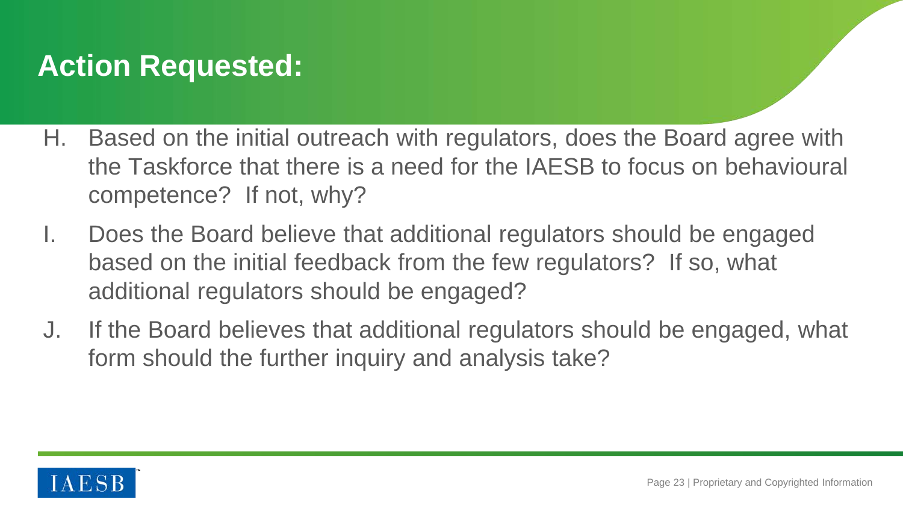## Action Requested:

H. Based on the initial outreach with regulators, does the Board agree with the Taskforce that there is a need for the IAESB to focus on behavioural competence? If not, why?

I. Does the Board believe that additional regulators should be engaged based on the initial feedback from the few regulators? If so, what additional regulators should be engaged?

J. If the Board believes that additional regulators should be engaged, what form should the further inquiry and analysis take?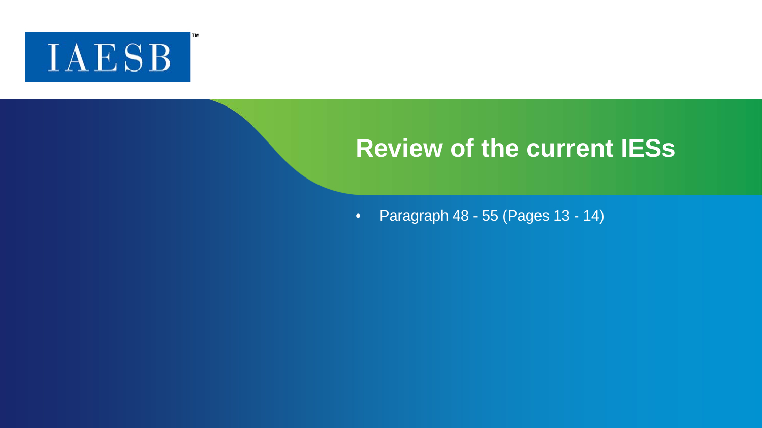IAESB

# Review of the current IESs

- Paragraph 48 - 55 (Pages 13 - 14)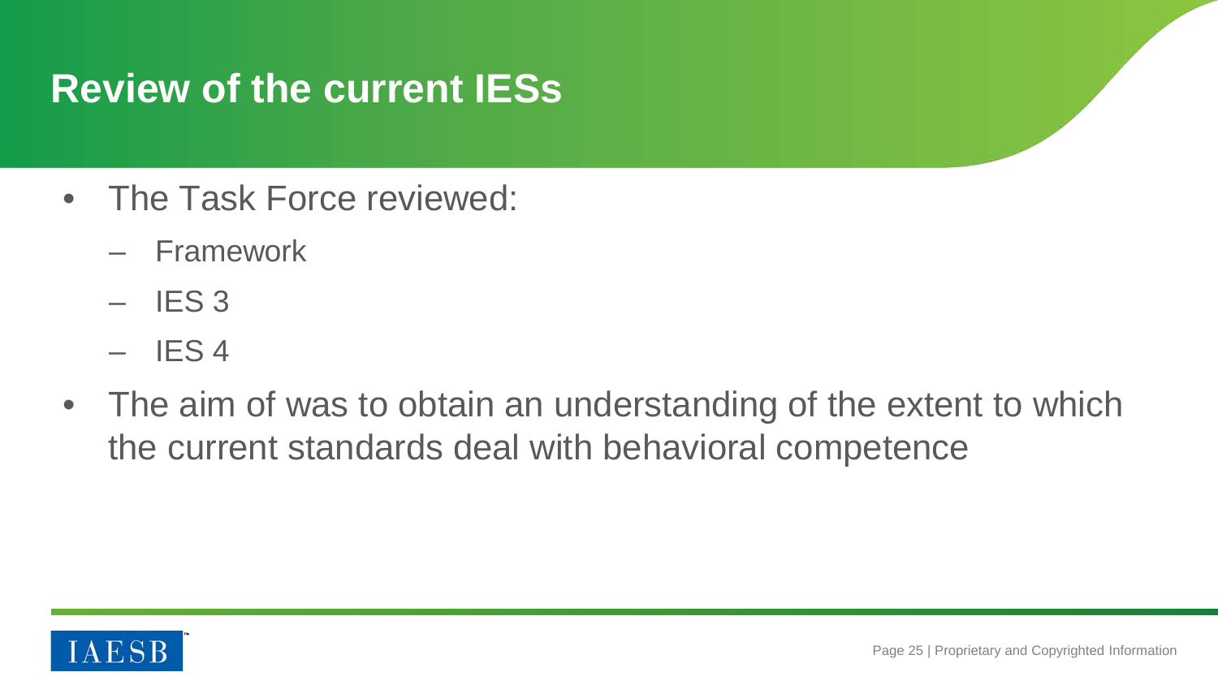# Review of the current IESs

- The Task Force reviewed:
  - Framework
  - IES 3
  - IES 4
- The aim of was to obtain an understanding of the extent to which the current standards deal with behavioral competence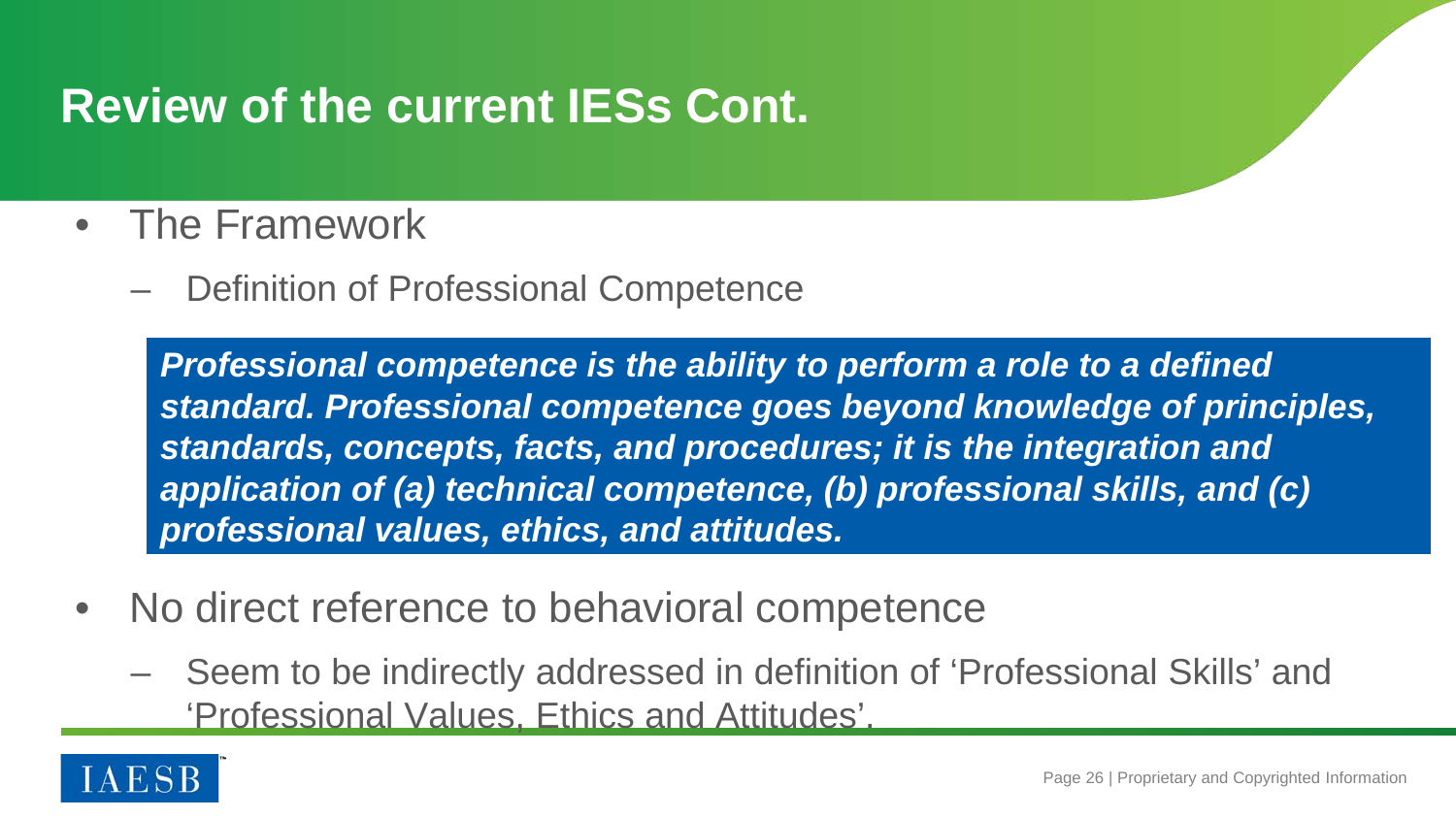# Review of the current IESs Cont.

- The Framework
  - Definition of Professional Competence

> ***Professional competence is the ability to perform a role to a defined standard. Professional competence goes beyond knowledge of principles, standards, concepts, facts, and procedures; it is the integration and application of (a) technical competence, (b) professional skills, and (c) professional values, ethics, and attitudes.***

- No direct reference to behavioral competence
  - Seem to be indirectly addressed in definition of 'Professional Skills' and 'Professional Values, Ethics and Attitudes'.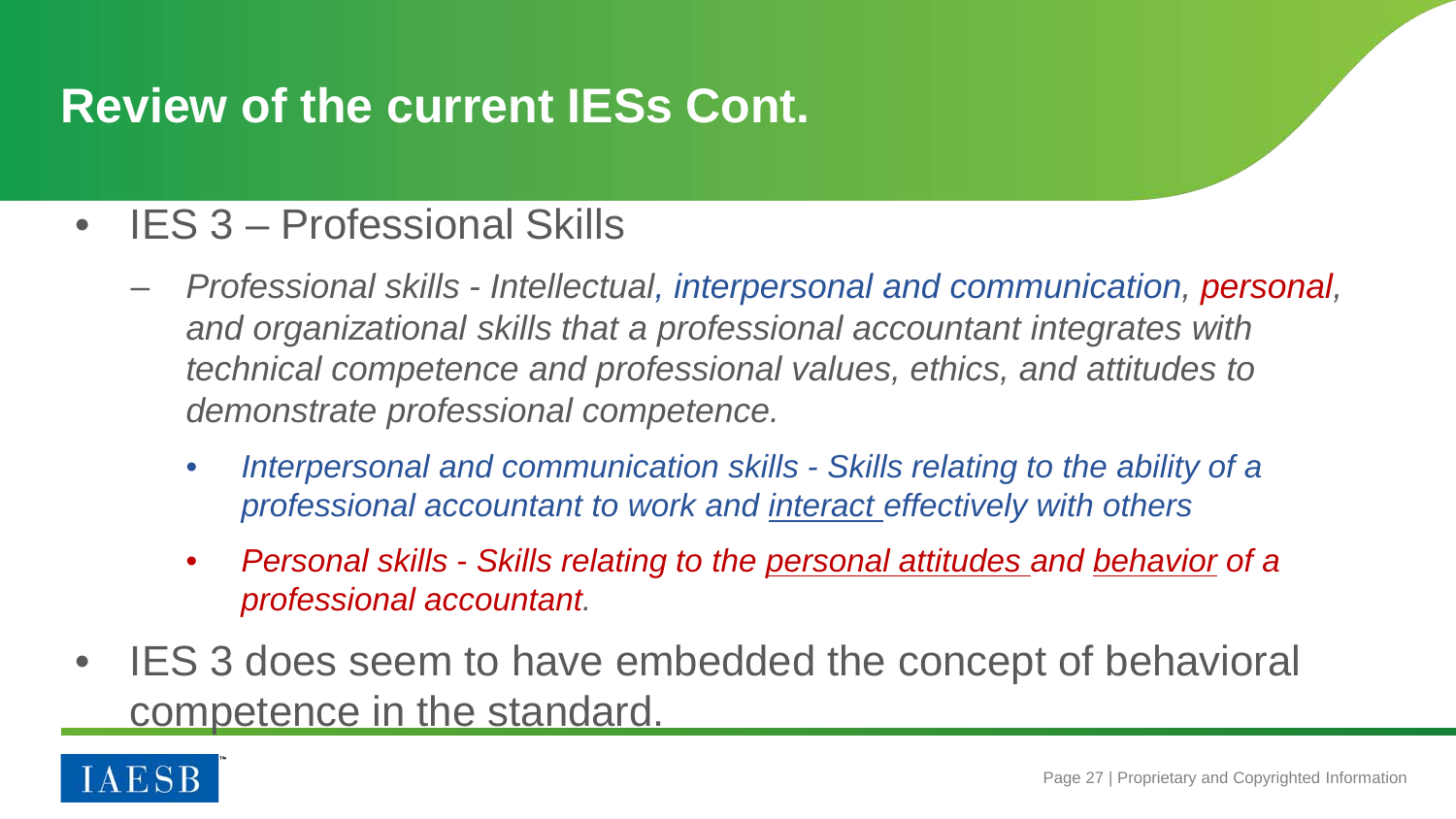# Review of the current IESs Cont.

- IES 3 – Professional Skills
  - *Professional skills - Intellectual, interpersonal and communication, personal, and organizational skills that a professional accountant integrates with technical competence and professional values, ethics, and attitudes to demonstrate professional competence.*
    - *Interpersonal and communication skills - Skills relating to the ability of a professional accountant to work and interact effectively with others*
    - *Personal skills - Skills relating to the personal attitudes and behavior of a professional accountant.*
- IES 3 does seem to have embedded the concept of behavioral competence in the standard.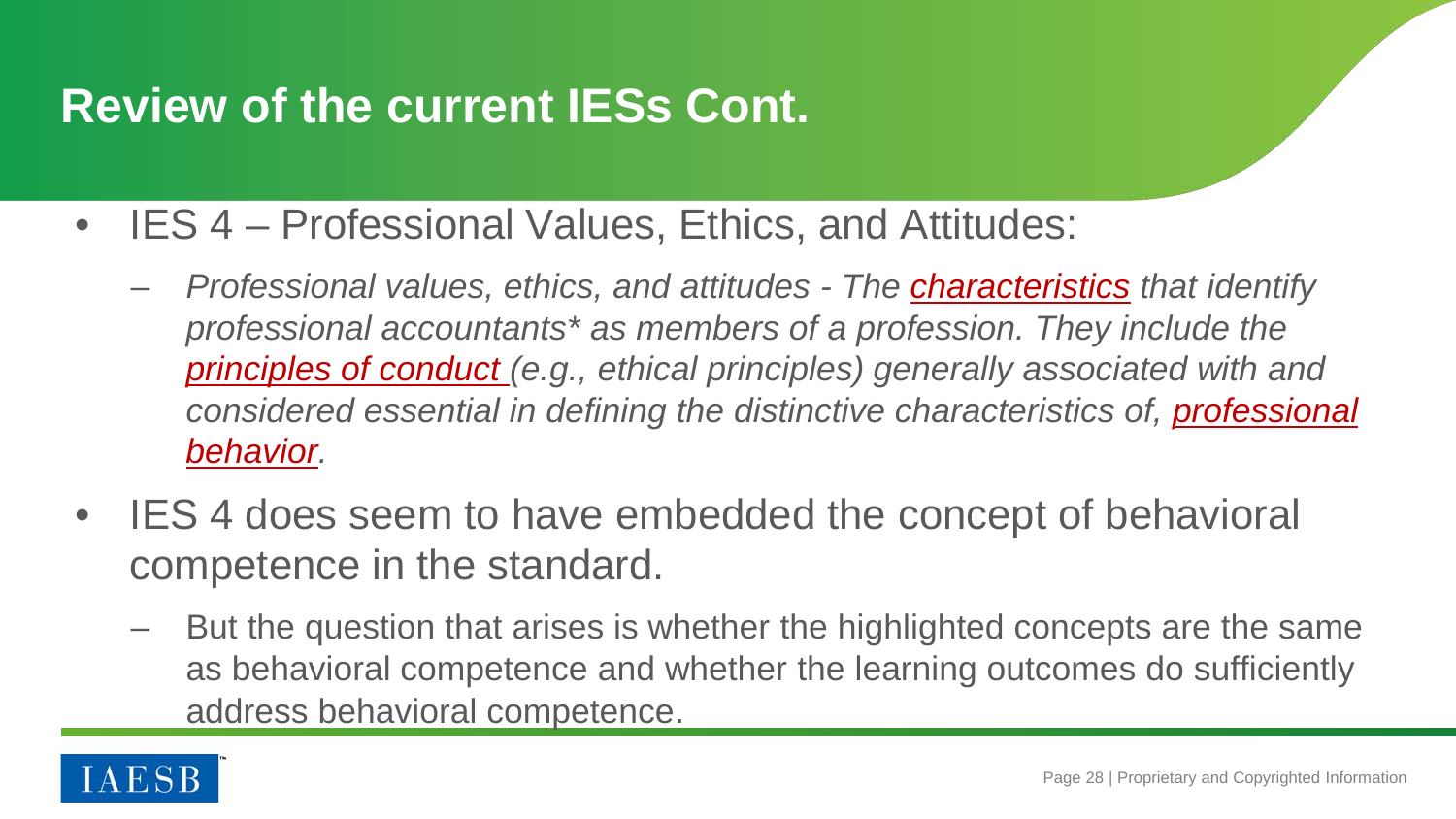# Review of the current IESs Cont.

- IES 4 – Professional Values, Ethics, and Attitudes:
  - *Professional values, ethics, and attitudes - The **characteristics** that identify professional accountants* as members of a profession. They include the **principles of conduct** (e.g., ethical principles) generally associated with and considered essential in defining the distinctive characteristics of, **professional behavior**.*
- IES 4 does seem to have embedded the concept of behavioral competence in the standard.
  - But the question that arises is whether the highlighted concepts are the same as behavioral competence and whether the learning outcomes do sufficiently address behavioral competence.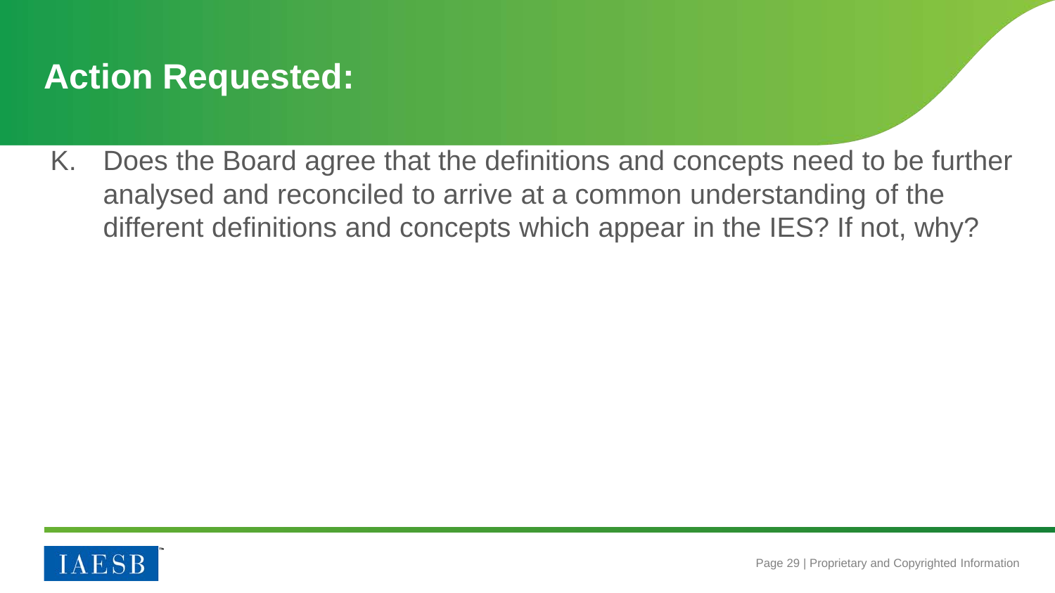# Action Requested:

K. Does the Board agree that the definitions and concepts need to be further analysed and reconciled to arrive at a common understanding of the different definitions and concepts which appear in the IES? If not, why?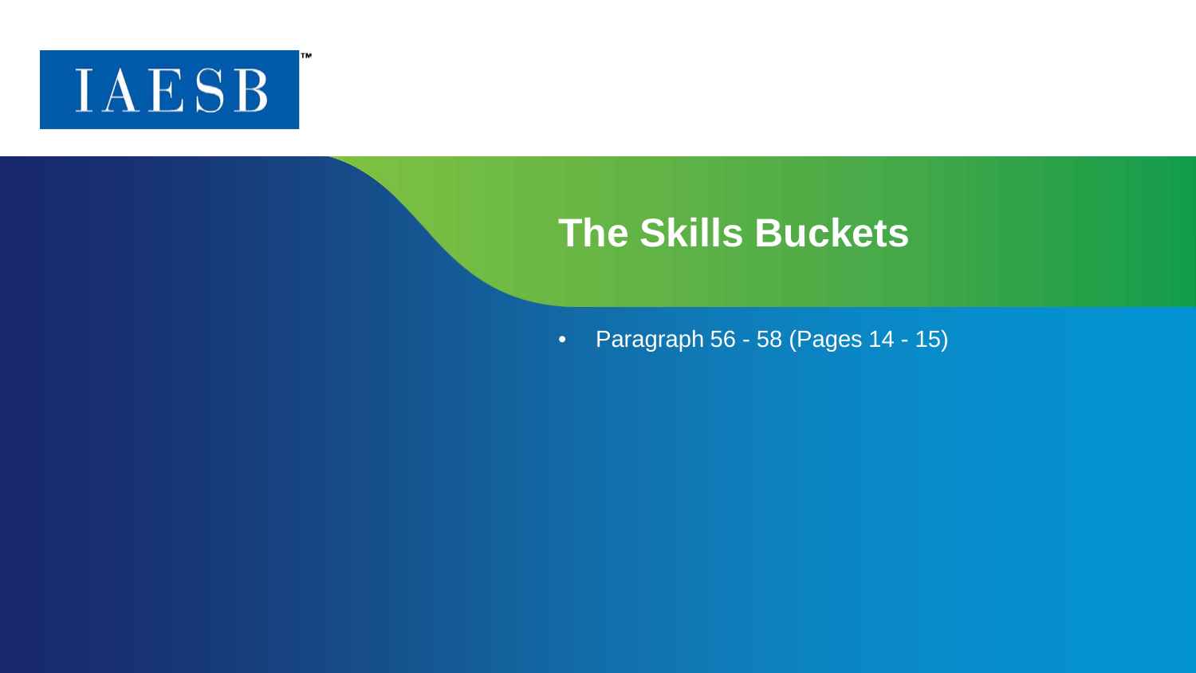IAESB

# The Skills Buckets

- Paragraph 56 - 58 (Pages 14 - 15)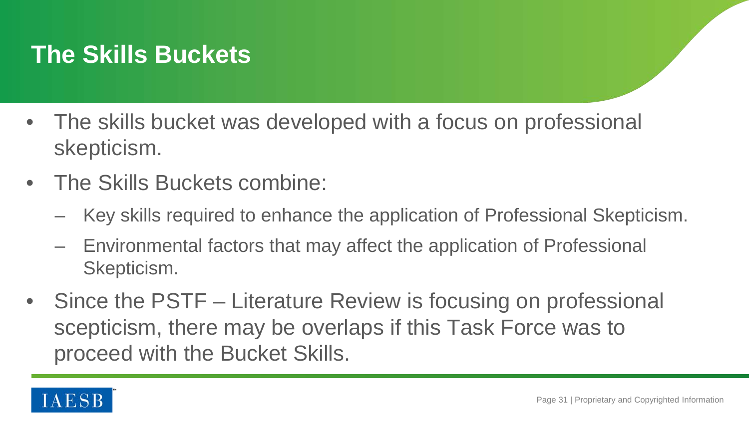# The Skills Buckets

- The skills bucket was developed with a focus on professional skepticism.
- The Skills Buckets combine:
  - Key skills required to enhance the application of Professional Skepticism.
  - Environmental factors that may affect the application of Professional Skepticism.
- Since the PSTF – Literature Review is focusing on professional scepticism, there may be overlaps if this Task Force was to proceed with the Bucket Skills.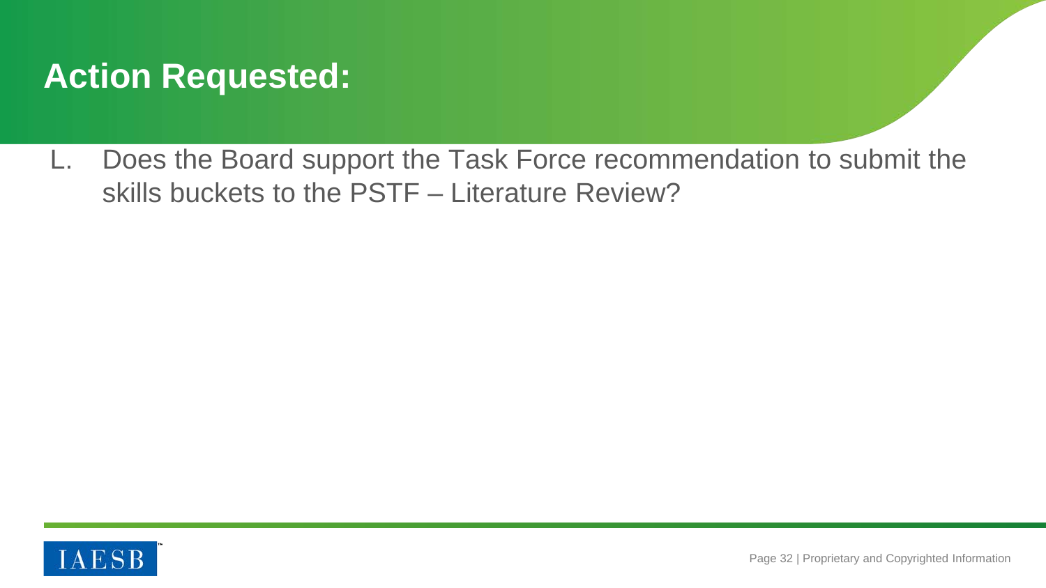# Action Requested:

L. Does the Board support the Task Force recommendation to submit the skills buckets to the PSTF – Literature Review?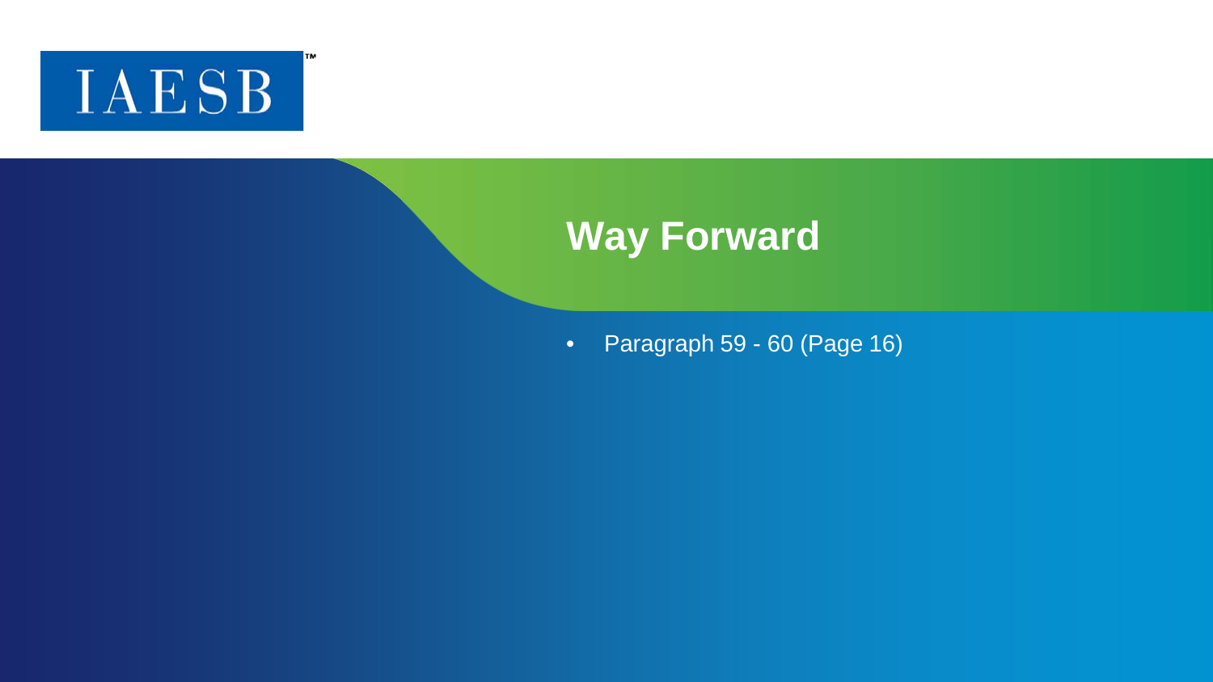IAESB™

# Way Forward

- Paragraph 59 - 60 (Page 16)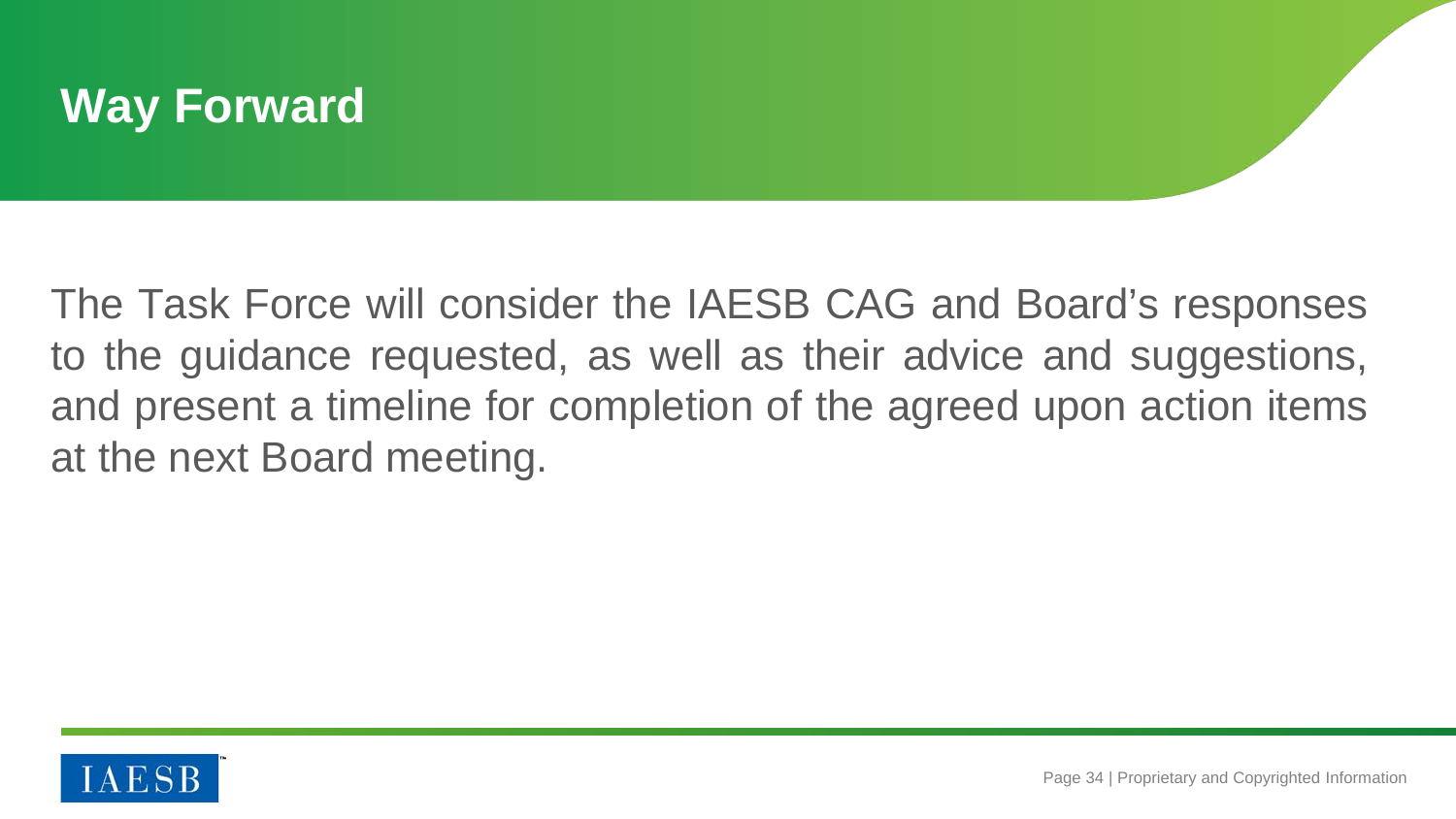# Way Forward

The Task Force will consider the IAESB CAG and Board's responses to the guidance requested, as well as their advice and suggestions, and present a timeline for completion of the agreed upon action items at the next Board meeting.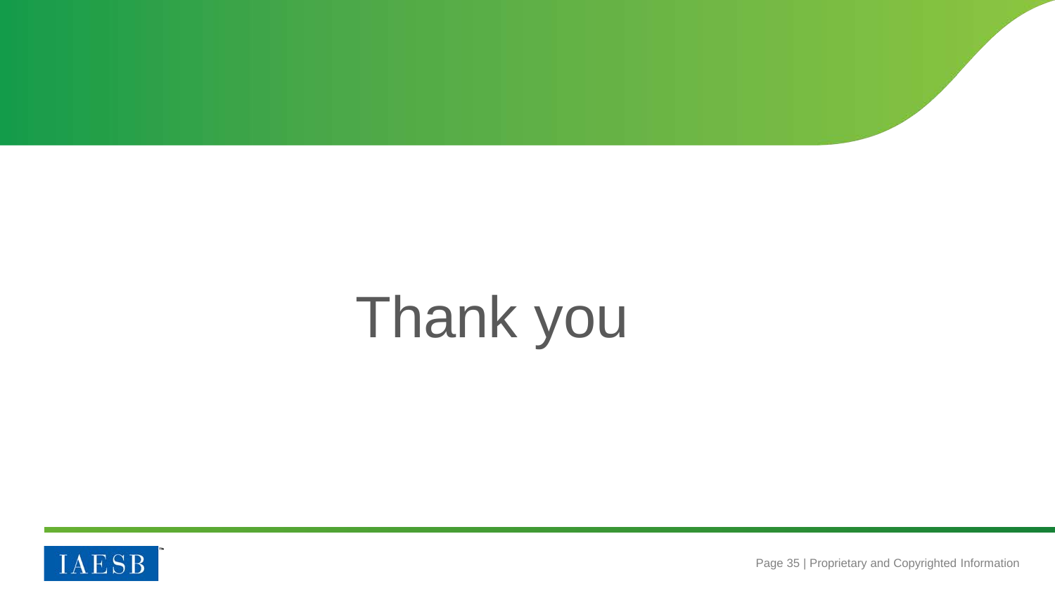# Thank you